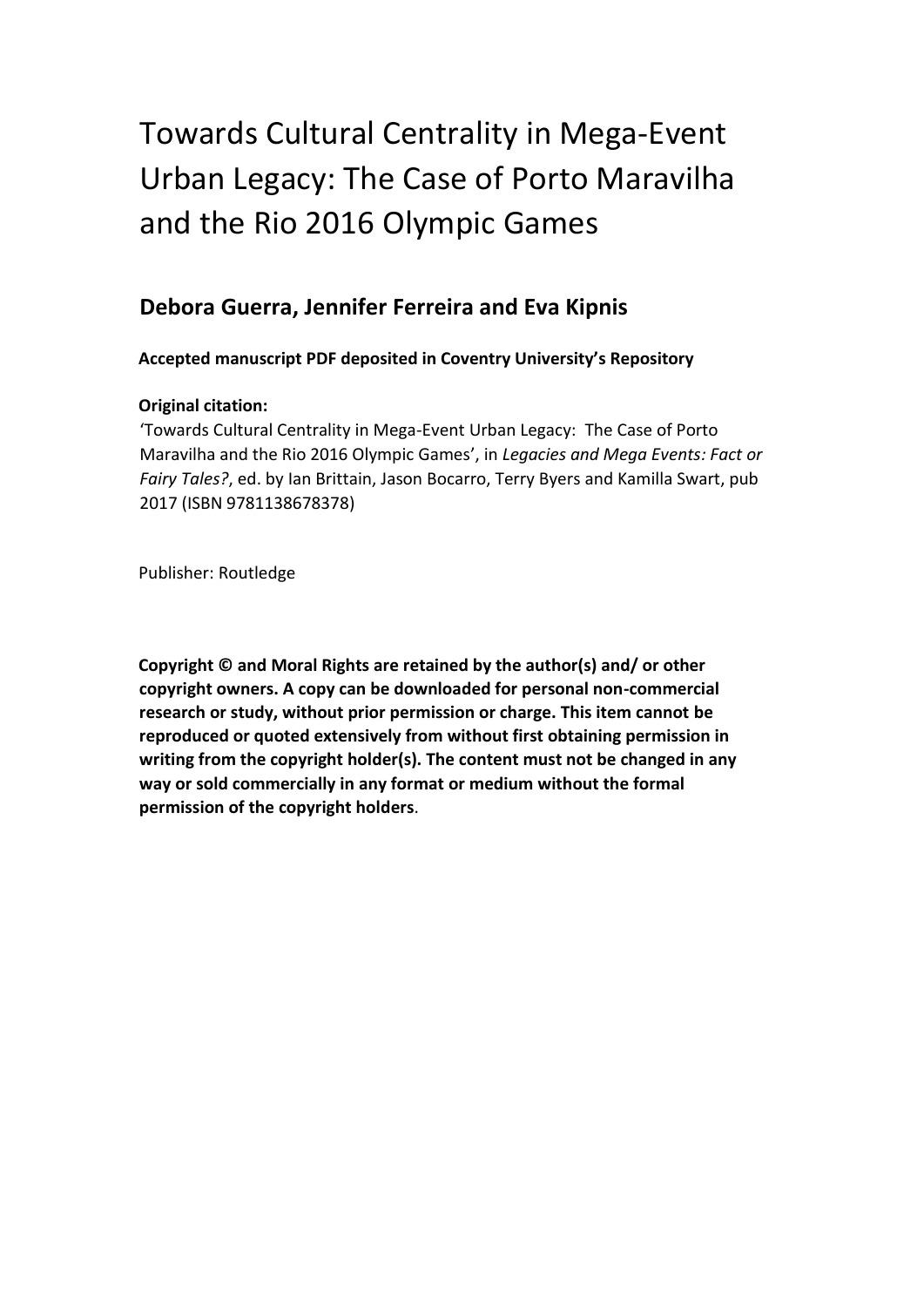# Towards Cultural Centrality in Mega-Event Urban Legacy: The Case of Porto Maravilha and the Rio 2016 Olympic Games

## Debora Guerra, Jennifer Ferreira and Eva Kipnis

**Accepted manuscript PDF deposited in Coventry University's Repository**

**Original citation:**

'Towards Cultural Centrality in Mega-Event Urban Legacy: The Case of Porto Maravilha and the Rio 2016 Olympic Games', in *Legacies and Mega Events: Fact or Fairy Tales?*, ed. by Ian Brittain, Jason Bocarro, Terry Byers and Kamilla Swart, pub 2017 (ISBN 9781138678378)

Publisher: Routledge

**Copyright © and Moral Rights are retained by the author(s) and/ or other copyright owners. A copy can be downloaded for personal non-commercial research or study, without prior permission or charge. This item cannot be reproduced or quoted extensively from without first obtaining permission in writing from the copyright holder(s). The content must not be changed in any way or sold commercially in any format or medium without the formal permission of the copyright holders**.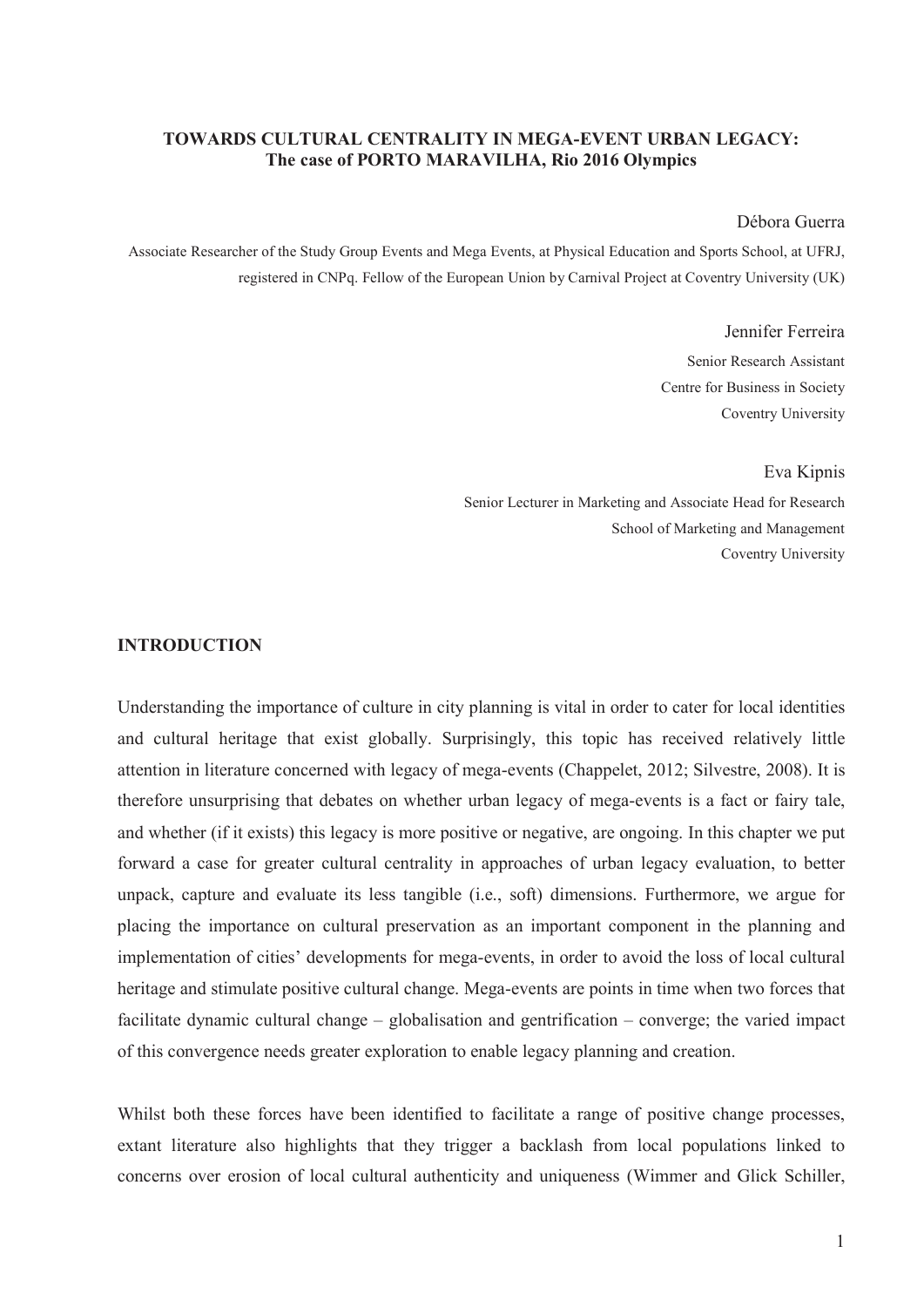**TOWARDS CULTURAL CENTRALITY IN MEGA-EVENT URBAN LEGACY:**
**The case of PORTO MARAVILHA, Rio 2016 Olympics**

Débora Guerra

Associate Researcher of the Study Group Events and Mega Events, at Physical Education and Sports School, at UFRJ, registered in CNPq. Fellow of the European Union by Carnival Project at Coventry University (UK)

Jennifer Ferreira

Senior Research Assistant
Centre for Business in Society
Coventry University

Eva Kipnis

Senior Lecturer in Marketing and Associate Head for Research
School of Marketing and Management
Coventry University

## INTRODUCTION

Understanding the importance of culture in city planning is vital in order to cater for local identities and cultural heritage that exist globally. Surprisingly, this topic has received relatively little attention in literature concerned with legacy of mega-events (Chappelet, 2012; Silvestre, 2008). It is therefore unsurprising that debates on whether urban legacy of mega-events is a fact or fairy tale, and whether (if it exists) this legacy is more positive or negative, are ongoing. In this chapter we put forward a case for greater cultural centrality in approaches of urban legacy evaluation, to better unpack, capture and evaluate its less tangible (i.e., soft) dimensions. Furthermore, we argue for placing the importance on cultural preservation as an important component in the planning and implementation of cities' developments for mega-events, in order to avoid the loss of local cultural heritage and stimulate positive cultural change. Mega-events are points in time when two forces that facilitate dynamic cultural change – globalisation and gentrification – converge; the varied impact of this convergence needs greater exploration to enable legacy planning and creation.

Whilst both these forces have been identified to facilitate a range of positive change processes, extant literature also highlights that they trigger a backlash from local populations linked to concerns over erosion of local cultural authenticity and uniqueness (Wimmer and Glick Schiller,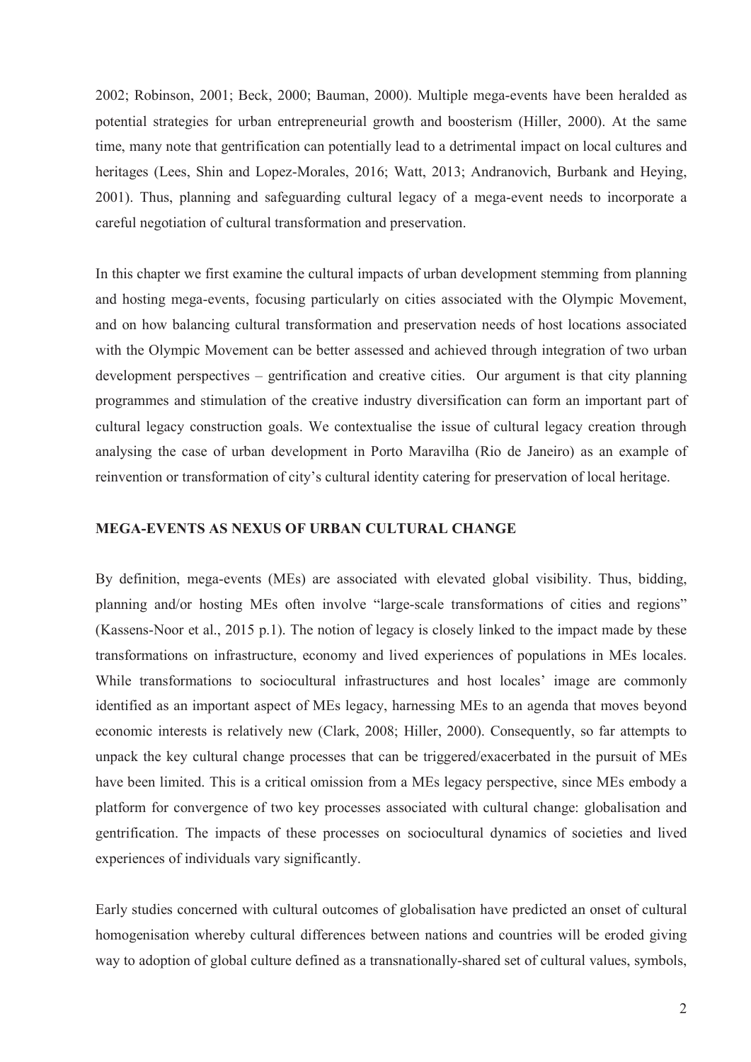2002; Robinson, 2001; Beck, 2000; Bauman, 2000). Multiple mega-events have been heralded as potential strategies for urban entrepreneurial growth and boosterism (Hiller, 2000). At the same time, many note that gentrification can potentially lead to a detrimental impact on local cultures and heritages (Lees, Shin and Lopez-Morales, 2016; Watt, 2013; Andranovich, Burbank and Heying, 2001). Thus, planning and safeguarding cultural legacy of a mega-event needs to incorporate a careful negotiation of cultural transformation and preservation.

In this chapter we first examine the cultural impacts of urban development stemming from planning and hosting mega-events, focusing particularly on cities associated with the Olympic Movement, and on how balancing cultural transformation and preservation needs of host locations associated with the Olympic Movement can be better assessed and achieved through integration of two urban development perspectives – gentrification and creative cities. Our argument is that city planning programmes and stimulation of the creative industry diversification can form an important part of cultural legacy construction goals. We contextualise the issue of cultural legacy creation through analysing the case of urban development in Porto Maravilha (Rio de Janeiro) as an example of reinvention or transformation of city's cultural identity catering for preservation of local heritage.

## MEGA-EVENTS AS NEXUS OF URBAN CULTURAL CHANGE

By definition, mega-events (MEs) are associated with elevated global visibility. Thus, bidding, planning and/or hosting MEs often involve "large-scale transformations of cities and regions" (Kassens-Noor et al., 2015 p.1). The notion of legacy is closely linked to the impact made by these transformations on infrastructure, economy and lived experiences of populations in MEs locales. While transformations to sociocultural infrastructures and host locales' image are commonly identified as an important aspect of MEs legacy, harnessing MEs to an agenda that moves beyond economic interests is relatively new (Clark, 2008; Hiller, 2000). Consequently, so far attempts to unpack the key cultural change processes that can be triggered/exacerbated in the pursuit of MEs have been limited. This is a critical omission from a MEs legacy perspective, since MEs embody a platform for convergence of two key processes associated with cultural change: globalisation and gentrification. The impacts of these processes on sociocultural dynamics of societies and lived experiences of individuals vary significantly.

Early studies concerned with cultural outcomes of globalisation have predicted an onset of cultural homogenisation whereby cultural differences between nations and countries will be eroded giving way to adoption of global culture defined as a transnationally-shared set of cultural values, symbols,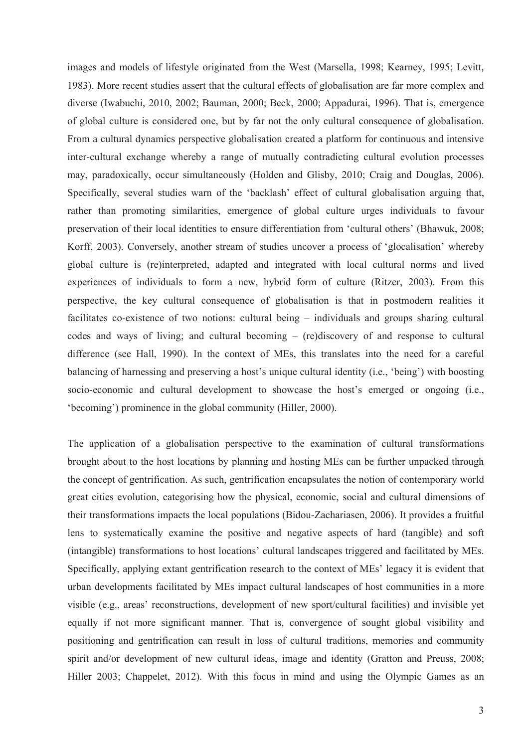images and models of lifestyle originated from the West (Marsella, 1998; Kearney, 1995; Levitt, 1983). More recent studies assert that the cultural effects of globalisation are far more complex and diverse (Iwabuchi, 2010, 2002; Bauman, 2000; Beck, 2000; Appadurai, 1996). That is, emergence of global culture is considered one, but by far not the only cultural consequence of globalisation. From a cultural dynamics perspective globalisation created a platform for continuous and intensive inter-cultural exchange whereby a range of mutually contradicting cultural evolution processes may, paradoxically, occur simultaneously (Holden and Glisby, 2010; Craig and Douglas, 2006). Specifically, several studies warn of the 'backlash' effect of cultural globalisation arguing that, rather than promoting similarities, emergence of global culture urges individuals to favour preservation of their local identities to ensure differentiation from 'cultural others' (Bhawuk, 2008; Korff, 2003). Conversely, another stream of studies uncover a process of 'glocalisation' whereby global culture is (re)interpreted, adapted and integrated with local cultural norms and lived experiences of individuals to form a new, hybrid form of culture (Ritzer, 2003). From this perspective, the key cultural consequence of globalisation is that in postmodern realities it facilitates co-existence of two notions: cultural being – individuals and groups sharing cultural codes and ways of living; and cultural becoming – (re)discovery of and response to cultural difference (see Hall, 1990). In the context of MEs, this translates into the need for a careful balancing of harnessing and preserving a host's unique cultural identity (i.e., 'being') with boosting socio-economic and cultural development to showcase the host's emerged or ongoing (i.e., 'becoming') prominence in the global community (Hiller, 2000).

The application of a globalisation perspective to the examination of cultural transformations brought about to the host locations by planning and hosting MEs can be further unpacked through the concept of gentrification. As such, gentrification encapsulates the notion of contemporary world great cities evolution, categorising how the physical, economic, social and cultural dimensions of their transformations impacts the local populations (Bidou-Zachariasen, 2006). It provides a fruitful lens to systematically examine the positive and negative aspects of hard (tangible) and soft (intangible) transformations to host locations' cultural landscapes triggered and facilitated by MEs. Specifically, applying extant gentrification research to the context of MEs' legacy it is evident that urban developments facilitated by MEs impact cultural landscapes of host communities in a more visible (e.g., areas' reconstructions, development of new sport/cultural facilities) and invisible yet equally if not more significant manner. That is, convergence of sought global visibility and positioning and gentrification can result in loss of cultural traditions, memories and community spirit and/or development of new cultural ideas, image and identity (Gratton and Preuss, 2008; Hiller 2003; Chappelet, 2012). With this focus in mind and using the Olympic Games as an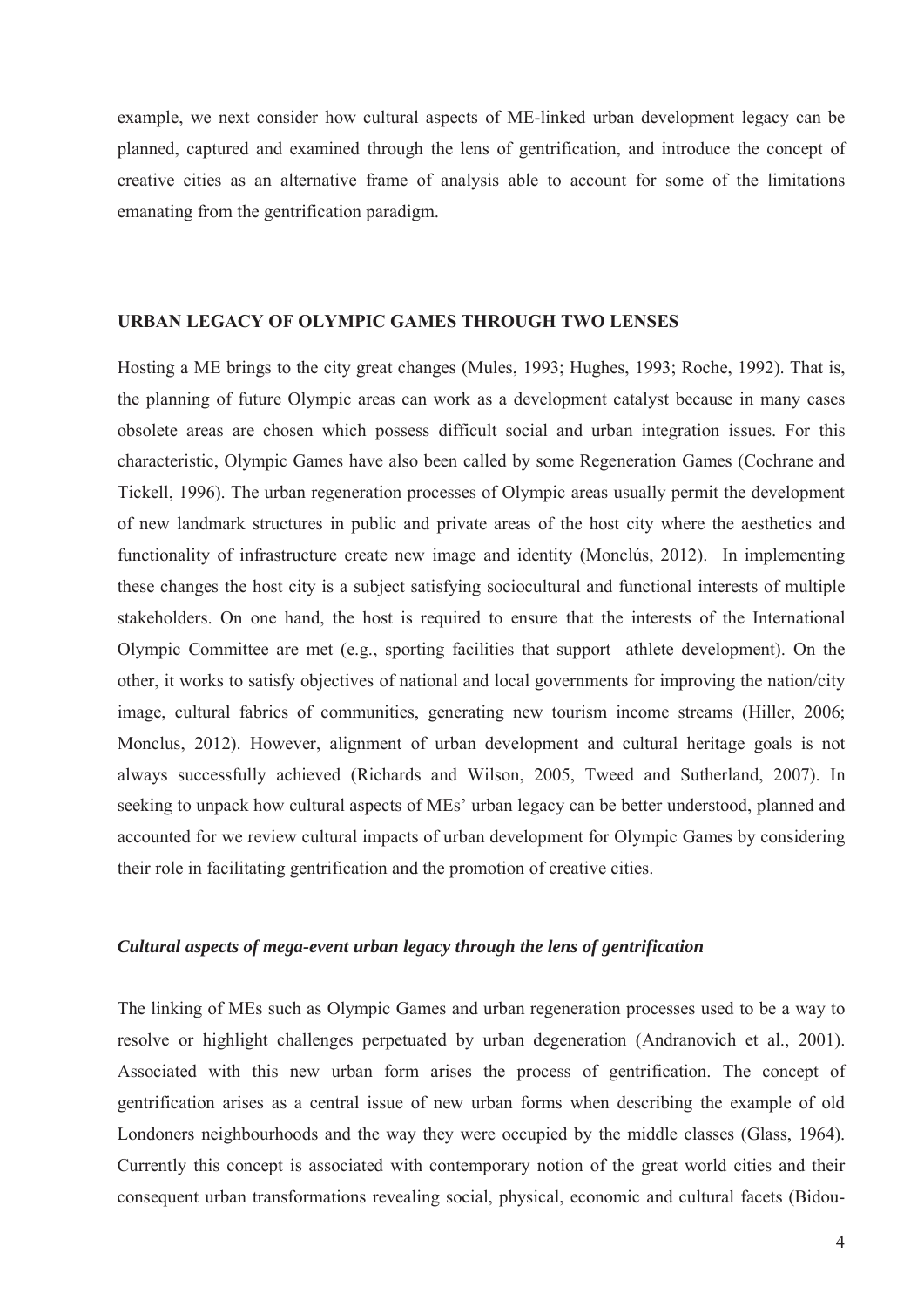example, we next consider how cultural aspects of ME-linked urban development legacy can be planned, captured and examined through the lens of gentrification, and introduce the concept of creative cities as an alternative frame of analysis able to account for some of the limitations emanating from the gentrification paradigm.

## URBAN LEGACY OF OLYMPIC GAMES THROUGH TWO LENSES

Hosting a ME brings to the city great changes (Mules, 1993; Hughes, 1993; Roche, 1992). That is, the planning of future Olympic areas can work as a development catalyst because in many cases obsolete areas are chosen which possess difficult social and urban integration issues. For this characteristic, Olympic Games have also been called by some Regeneration Games (Cochrane and Tickell, 1996). The urban regeneration processes of Olympic areas usually permit the development of new landmark structures in public and private areas of the host city where the aesthetics and functionality of infrastructure create new image and identity (Monclús, 2012). In implementing these changes the host city is a subject satisfying sociocultural and functional interests of multiple stakeholders. On one hand, the host is required to ensure that the interests of the International Olympic Committee are met (e.g., sporting facilities that support athlete development). On the other, it works to satisfy objectives of national and local governments for improving the nation/city image, cultural fabrics of communities, generating new tourism income streams (Hiller, 2006; Monclus, 2012). However, alignment of urban development and cultural heritage goals is not always successfully achieved (Richards and Wilson, 2005, Tweed and Sutherland, 2007). In seeking to unpack how cultural aspects of MEs' urban legacy can be better understood, planned and accounted for we review cultural impacts of urban development for Olympic Games by considering their role in facilitating gentrification and the promotion of creative cities.

### *Cultural aspects of mega-event urban legacy through the lens of gentrification*

The linking of MEs such as Olympic Games and urban regeneration processes used to be a way to resolve or highlight challenges perpetuated by urban degeneration (Andranovich et al., 2001). Associated with this new urban form arises the process of gentrification. The concept of gentrification arises as a central issue of new urban forms when describing the example of old Londoners neighbourhoods and the way they were occupied by the middle classes (Glass, 1964). Currently this concept is associated with contemporary notion of the great world cities and their consequent urban transformations revealing social, physical, economic and cultural facets (Bidou-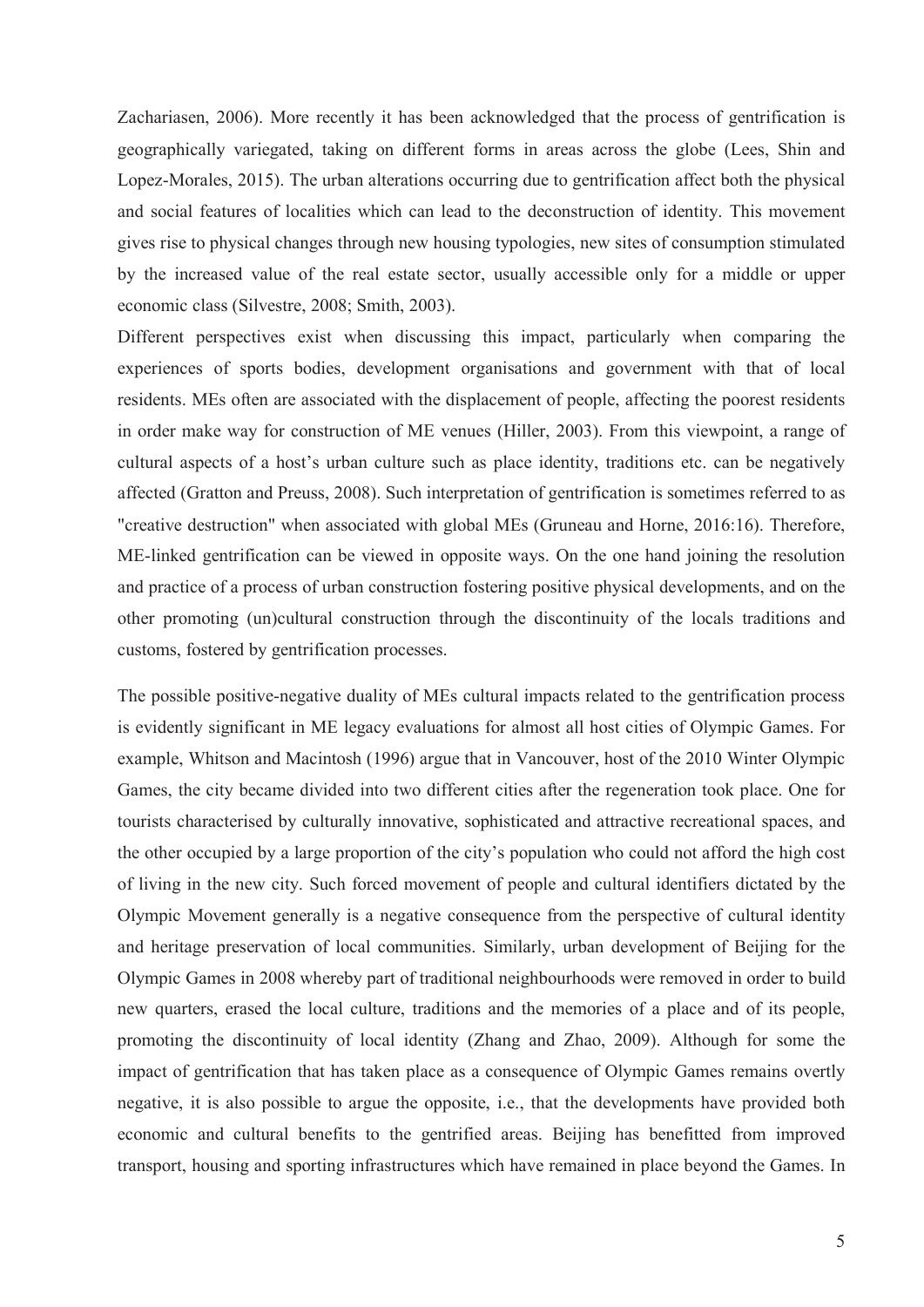Zachariasen, 2006). More recently it has been acknowledged that the process of gentrification is geographically variegated, taking on different forms in areas across the globe (Lees, Shin and Lopez-Morales, 2015). The urban alterations occurring due to gentrification affect both the physical and social features of localities which can lead to the deconstruction of identity. This movement gives rise to physical changes through new housing typologies, new sites of consumption stimulated by the increased value of the real estate sector, usually accessible only for a middle or upper economic class (Silvestre, 2008; Smith, 2003).

Different perspectives exist when discussing this impact, particularly when comparing the experiences of sports bodies, development organisations and government with that of local residents. MEs often are associated with the displacement of people, affecting the poorest residents in order make way for construction of ME venues (Hiller, 2003). From this viewpoint, a range of cultural aspects of a host's urban culture such as place identity, traditions etc. can be negatively affected (Gratton and Preuss, 2008). Such interpretation of gentrification is sometimes referred to as "creative destruction" when associated with global MEs (Gruneau and Horne, 2016:16). Therefore, ME-linked gentrification can be viewed in opposite ways. On the one hand joining the resolution and practice of a process of urban construction fostering positive physical developments, and on the other promoting (un)cultural construction through the discontinuity of the locals traditions and customs, fostered by gentrification processes.

The possible positive-negative duality of MEs cultural impacts related to the gentrification process is evidently significant in ME legacy evaluations for almost all host cities of Olympic Games. For example, Whitson and Macintosh (1996) argue that in Vancouver, host of the 2010 Winter Olympic Games, the city became divided into two different cities after the regeneration took place. One for tourists characterised by culturally innovative, sophisticated and attractive recreational spaces, and the other occupied by a large proportion of the city's population who could not afford the high cost of living in the new city. Such forced movement of people and cultural identifiers dictated by the Olympic Movement generally is a negative consequence from the perspective of cultural identity and heritage preservation of local communities. Similarly, urban development of Beijing for the Olympic Games in 2008 whereby part of traditional neighbourhoods were removed in order to build new quarters, erased the local culture, traditions and the memories of a place and of its people, promoting the discontinuity of local identity (Zhang and Zhao, 2009). Although for some the impact of gentrification that has taken place as a consequence of Olympic Games remains overtly negative, it is also possible to argue the opposite, i.e., that the developments have provided both economic and cultural benefits to the gentrified areas. Beijing has benefitted from improved transport, housing and sporting infrastructures which have remained in place beyond the Games. In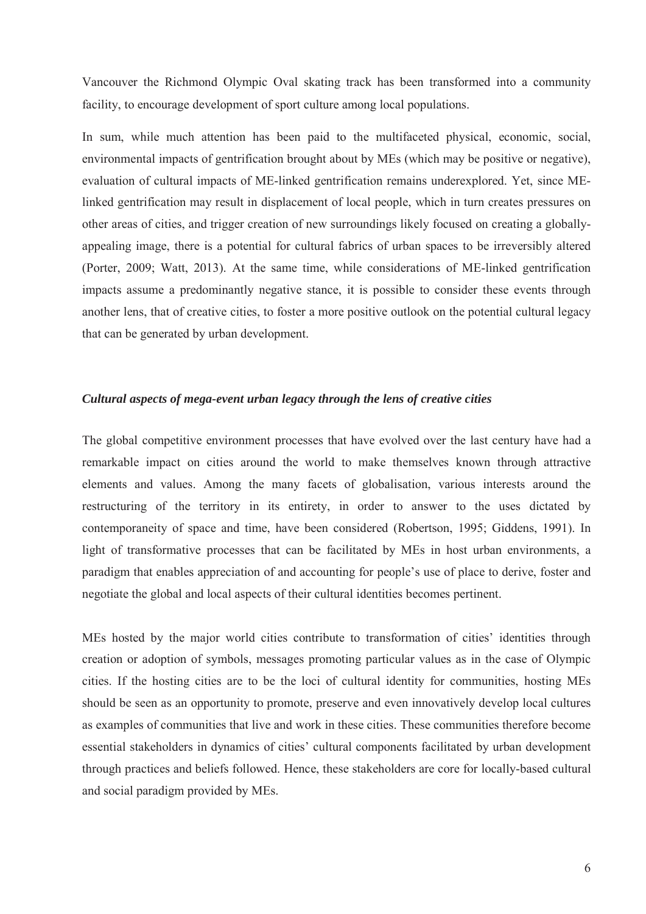Vancouver the Richmond Olympic Oval skating track has been transformed into a community facility, to encourage development of sport culture among local populations.

In sum, while much attention has been paid to the multifaceted physical, economic, social, environmental impacts of gentrification brought about by MEs (which may be positive or negative), evaluation of cultural impacts of ME-linked gentrification remains underexplored. Yet, since ME-linked gentrification may result in displacement of local people, which in turn creates pressures on other areas of cities, and trigger creation of new surroundings likely focused on creating a globally-appealing image, there is a potential for cultural fabrics of urban spaces to be irreversibly altered (Porter, 2009; Watt, 2013). At the same time, while considerations of ME-linked gentrification impacts assume a predominantly negative stance, it is possible to consider these events through another lens, that of creative cities, to foster a more positive outlook on the potential cultural legacy that can be generated by urban development.

### *Cultural aspects of mega-event urban legacy through the lens of creative cities*

The global competitive environment processes that have evolved over the last century have had a remarkable impact on cities around the world to make themselves known through attractive elements and values. Among the many facets of globalisation, various interests around the restructuring of the territory in its entirety, in order to answer to the uses dictated by contemporaneity of space and time, have been considered (Robertson, 1995; Giddens, 1991). In light of transformative processes that can be facilitated by MEs in host urban environments, a paradigm that enables appreciation of and accounting for people's use of place to derive, foster and negotiate the global and local aspects of their cultural identities becomes pertinent.

MEs hosted by the major world cities contribute to transformation of cities' identities through creation or adoption of symbols, messages promoting particular values as in the case of Olympic cities. If the hosting cities are to be the loci of cultural identity for communities, hosting MEs should be seen as an opportunity to promote, preserve and even innovatively develop local cultures as examples of communities that live and work in these cities. These communities therefore become essential stakeholders in dynamics of cities' cultural components facilitated by urban development through practices and beliefs followed. Hence, these stakeholders are core for locally-based cultural and social paradigm provided by MEs.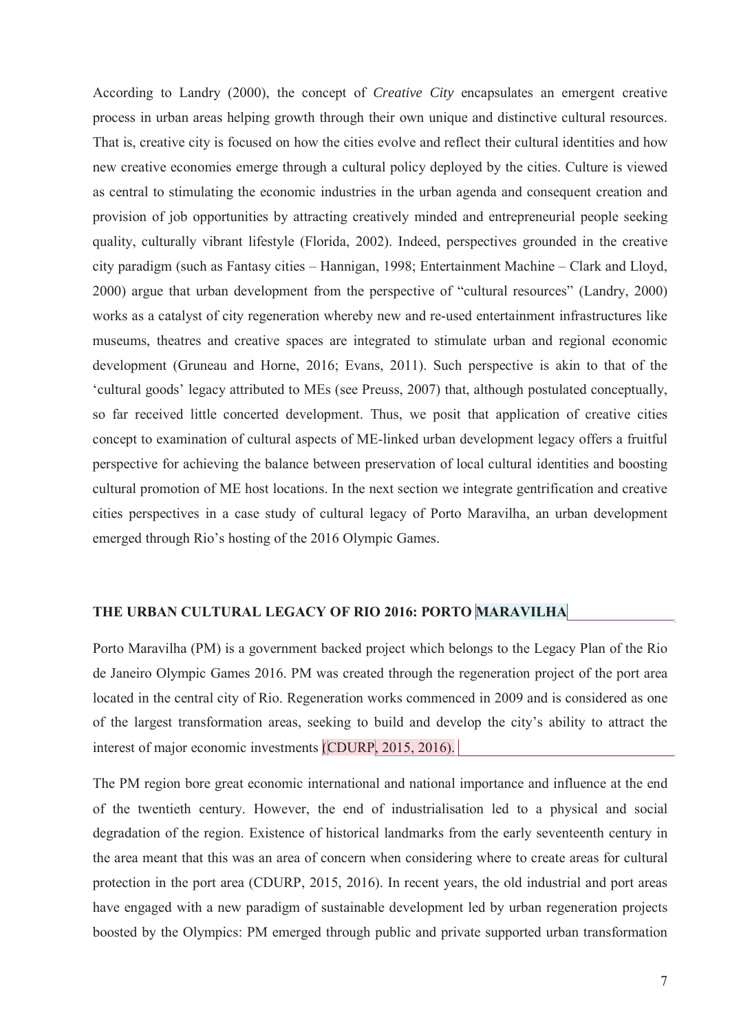According to Landry (2000), the concept of *Creative City* encapsulates an emergent creative process in urban areas helping growth through their own unique and distinctive cultural resources. That is, creative city is focused on how the cities evolve and reflect their cultural identities and how new creative economies emerge through a cultural policy deployed by the cities. Culture is viewed as central to stimulating the economic industries in the urban agenda and consequent creation and provision of job opportunities by attracting creatively minded and entrepreneurial people seeking quality, culturally vibrant lifestyle (Florida, 2002). Indeed, perspectives grounded in the creative city paradigm (such as Fantasy cities – Hannigan, 1998; Entertainment Machine – Clark and Lloyd, 2000) argue that urban development from the perspective of "cultural resources" (Landry, 2000) works as a catalyst of city regeneration whereby new and re-used entertainment infrastructures like museums, theatres and creative spaces are integrated to stimulate urban and regional economic development (Gruneau and Horne, 2016; Evans, 2011). Such perspective is akin to that of the 'cultural goods' legacy attributed to MEs (see Preuss, 2007) that, although postulated conceptually, so far received little concerted development. Thus, we posit that application of creative cities concept to examination of cultural aspects of ME-linked urban development legacy offers a fruitful perspective for achieving the balance between preservation of local cultural identities and boosting cultural promotion of ME host locations. In the next section we integrate gentrification and creative cities perspectives in a case study of cultural legacy of Porto Maravilha, an urban development emerged through Rio's hosting of the 2016 Olympic Games.

## THE URBAN CULTURAL LEGACY OF RIO 2016: PORTO MARAVILHA

Porto Maravilha (PM) is a government backed project which belongs to the Legacy Plan of the Rio de Janeiro Olympic Games 2016. PM was created through the regeneration project of the port area located in the central city of Rio. Regeneration works commenced in 2009 and is considered as one of the largest transformation areas, seeking to build and develop the city's ability to attract the interest of major economic investments (CDURP, 2015, 2016).

The PM region bore great economic international and national importance and influence at the end of the twentieth century. However, the end of industrialisation led to a physical and social degradation of the region. Existence of historical landmarks from the early seventeenth century in the area meant that this was an area of concern when considering where to create areas for cultural protection in the port area (CDURP, 2015, 2016). In recent years, the old industrial and port areas have engaged with a new paradigm of sustainable development led by urban regeneration projects boosted by the Olympics: PM emerged through public and private supported urban transformation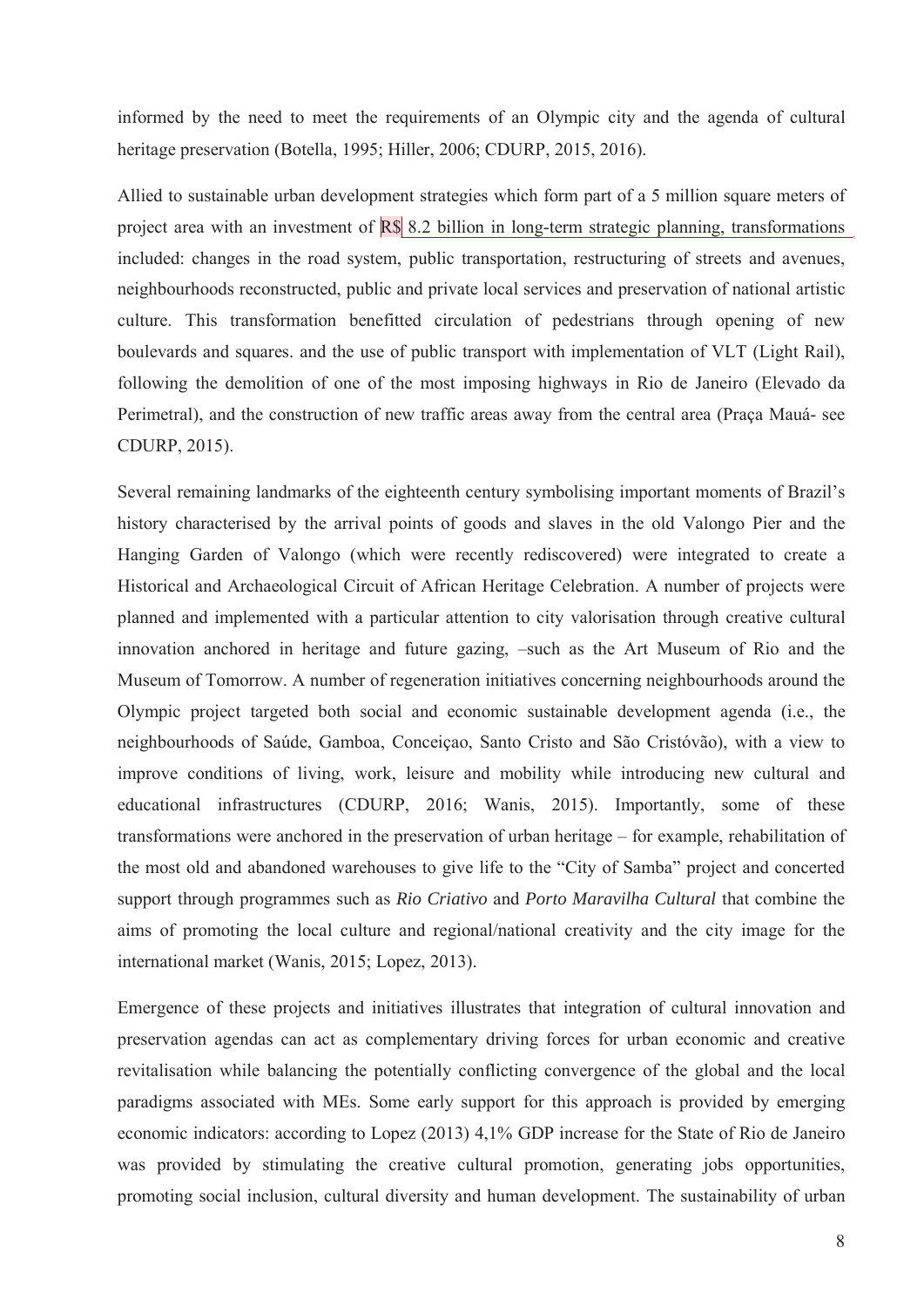informed by the need to meet the requirements of an Olympic city and the agenda of cultural heritage preservation (Botella, 1995; Hiller, 2006; CDURP, 2015, 2016).

Allied to sustainable urban development strategies which form part of a 5 million square meters of project area with an investment of R$ 8.2 billion in long-term strategic planning, transformations included: changes in the road system, public transportation, restructuring of streets and avenues, neighbourhoods reconstructed, public and private local services and preservation of national artistic culture. This transformation benefitted circulation of pedestrians through opening of new boulevards and squares. and the use of public transport with implementation of VLT (Light Rail), following the demolition of one of the most imposing highways in Rio de Janeiro (Elevado da Perimetral), and the construction of new traffic areas away from the central area (Praça Mauá- see CDURP, 2015).

Several remaining landmarks of the eighteenth century symbolising important moments of Brazil's history characterised by the arrival points of goods and slaves in the old Valongo Pier and the Hanging Garden of Valongo (which were recently rediscovered) were integrated to create a Historical and Archaeological Circuit of African Heritage Celebration. A number of projects were planned and implemented with a particular attention to city valorisation through creative cultural innovation anchored in heritage and future gazing, –such as the Art Museum of Rio and the Museum of Tomorrow. A number of regeneration initiatives concerning neighbourhoods around the Olympic project targeted both social and economic sustainable development agenda (i.e., the neighbourhoods of Saúde, Gamboa, Conceiçao, Santo Cristo and São Cristóvão), with a view to improve conditions of living, work, leisure and mobility while introducing new cultural and educational infrastructures (CDURP, 2016; Wanis, 2015). Importantly, some of these transformations were anchored in the preservation of urban heritage – for example, rehabilitation of the most old and abandoned warehouses to give life to the "City of Samba" project and concerted support through programmes such as *Rio Criativo* and *Porto Maravilha Cultural* that combine the aims of promoting the local culture and regional/national creativity and the city image for the international market (Wanis, 2015; Lopez, 2013).

Emergence of these projects and initiatives illustrates that integration of cultural innovation and preservation agendas can act as complementary driving forces for urban economic and creative revitalisation while balancing the potentially conflicting convergence of the global and the local paradigms associated with MEs. Some early support for this approach is provided by emerging economic indicators: according to Lopez (2013) 4,1% GDP increase for the State of Rio de Janeiro was provided by stimulating the creative cultural promotion, generating jobs opportunities, promoting social inclusion, cultural diversity and human development. The sustainability of urban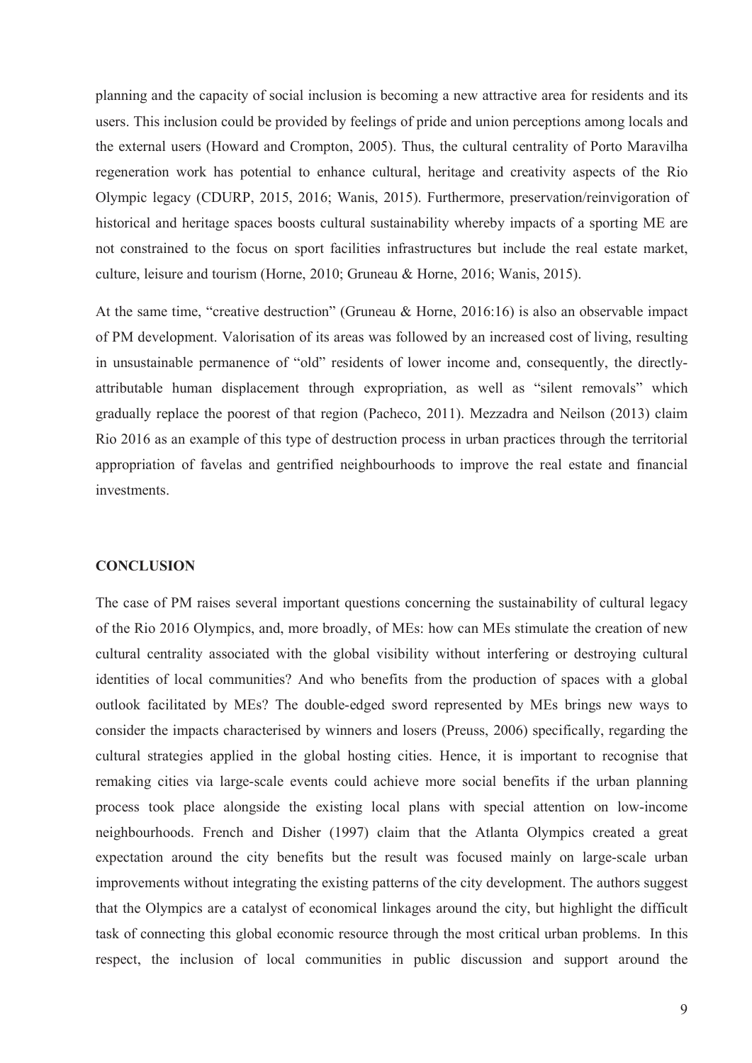planning and the capacity of social inclusion is becoming a new attractive area for residents and its users. This inclusion could be provided by feelings of pride and union perceptions among locals and the external users (Howard and Crompton, 2005). Thus, the cultural centrality of Porto Maravilha regeneration work has potential to enhance cultural, heritage and creativity aspects of the Rio Olympic legacy (CDURP, 2015, 2016; Wanis, 2015). Furthermore, preservation/reinvigoration of historical and heritage spaces boosts cultural sustainability whereby impacts of a sporting ME are not constrained to the focus on sport facilities infrastructures but include the real estate market, culture, leisure and tourism (Horne, 2010; Gruneau & Horne, 2016; Wanis, 2015).

At the same time, "creative destruction" (Gruneau & Horne, 2016:16) is also an observable impact of PM development. Valorisation of its areas was followed by an increased cost of living, resulting in unsustainable permanence of "old" residents of lower income and, consequently, the directly-attributable human displacement through expropriation, as well as "silent removals" which gradually replace the poorest of that region (Pacheco, 2011). Mezzadra and Neilson (2013) claim Rio 2016 as an example of this type of destruction process in urban practices through the territorial appropriation of favelas and gentrified neighbourhoods to improve the real estate and financial investments.

## CONCLUSION

The case of PM raises several important questions concerning the sustainability of cultural legacy of the Rio 2016 Olympics, and, more broadly, of MEs: how can MEs stimulate the creation of new cultural centrality associated with the global visibility without interfering or destroying cultural identities of local communities? And who benefits from the production of spaces with a global outlook facilitated by MEs? The double-edged sword represented by MEs brings new ways to consider the impacts characterised by winners and losers (Preuss, 2006) specifically, regarding the cultural strategies applied in the global hosting cities. Hence, it is important to recognise that remaking cities via large-scale events could achieve more social benefits if the urban planning process took place alongside the existing local plans with special attention on low-income neighbourhoods. French and Disher (1997) claim that the Atlanta Olympics created a great expectation around the city benefits but the result was focused mainly on large-scale urban improvements without integrating the existing patterns of the city development. The authors suggest that the Olympics are a catalyst of economical linkages around the city, but highlight the difficult task of connecting this global economic resource through the most critical urban problems. In this respect, the inclusion of local communities in public discussion and support around the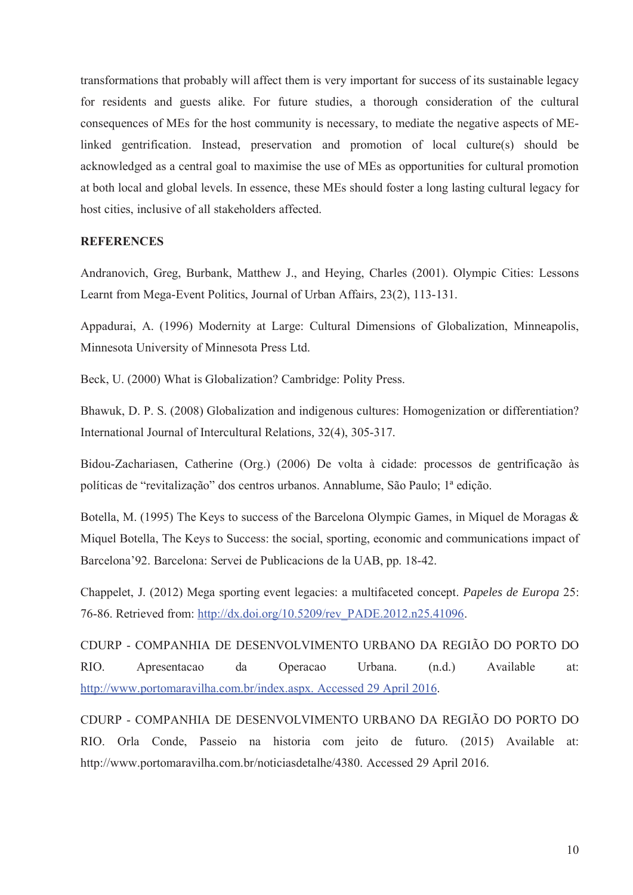transformations that probably will affect them is very important for success of its sustainable legacy for residents and guests alike. For future studies, a thorough consideration of the cultural consequences of MEs for the host community is necessary, to mediate the negative aspects of ME-linked gentrification. Instead, preservation and promotion of local culture(s) should be acknowledged as a central goal to maximise the use of MEs as opportunities for cultural promotion at both local and global levels. In essence, these MEs should foster a long lasting cultural legacy for host cities, inclusive of all stakeholders affected.

**REFERENCES**

Andranovich, Greg, Burbank, Matthew J., and Heying, Charles (2001). Olympic Cities: Lessons Learnt from Mega-Event Politics, Journal of Urban Affairs, 23(2), 113-131.

Appadurai, A. (1996) Modernity at Large: Cultural Dimensions of Globalization, Minneapolis, Minnesota University of Minnesota Press Ltd.

Beck, U. (2000) What is Globalization? Cambridge: Polity Press.

Bhawuk, D. P. S. (2008) Globalization and indigenous cultures: Homogenization or differentiation? International Journal of Intercultural Relations, 32(4), 305-317.

Bidou-Zachariasen, Catherine (Org.) (2006) De volta à cidade: processos de gentrificação às políticas de "revitalização" dos centros urbanos. Annablume, São Paulo; 1ª edição.

Botella, M. (1995) The Keys to success of the Barcelona Olympic Games, in Miquel de Moragas & Miquel Botella, The Keys to Success: the social, sporting, economic and communications impact of Barcelona'92. Barcelona: Servei de Publicacions de la UAB, pp. 18-42.

Chappelet, J. (2012) Mega sporting event legacies: a multifaceted concept. *Papeles de Europa* 25: 76-86. Retrieved from: http://dx.doi.org/10.5209/rev_PADE.2012.n25.41096.

CDURP - COMPANHIA DE DESENVOLVIMENTO URBANO DA REGIÃO DO PORTO DO RIO. Apresentacao da Operacao Urbana. (n.d.) Available at: http://www.portomaravilha.com.br/index.aspx. Accessed 29 April 2016.

CDURP - COMPANHIA DE DESENVOLVIMENTO URBANO DA REGIÃO DO PORTO DO RIO. Orla Conde, Passeio na historia com jeito de futuro. (2015) Available at: http://www.portomaravilha.com.br/noticiasdetalhe/4380. Accessed 29 April 2016.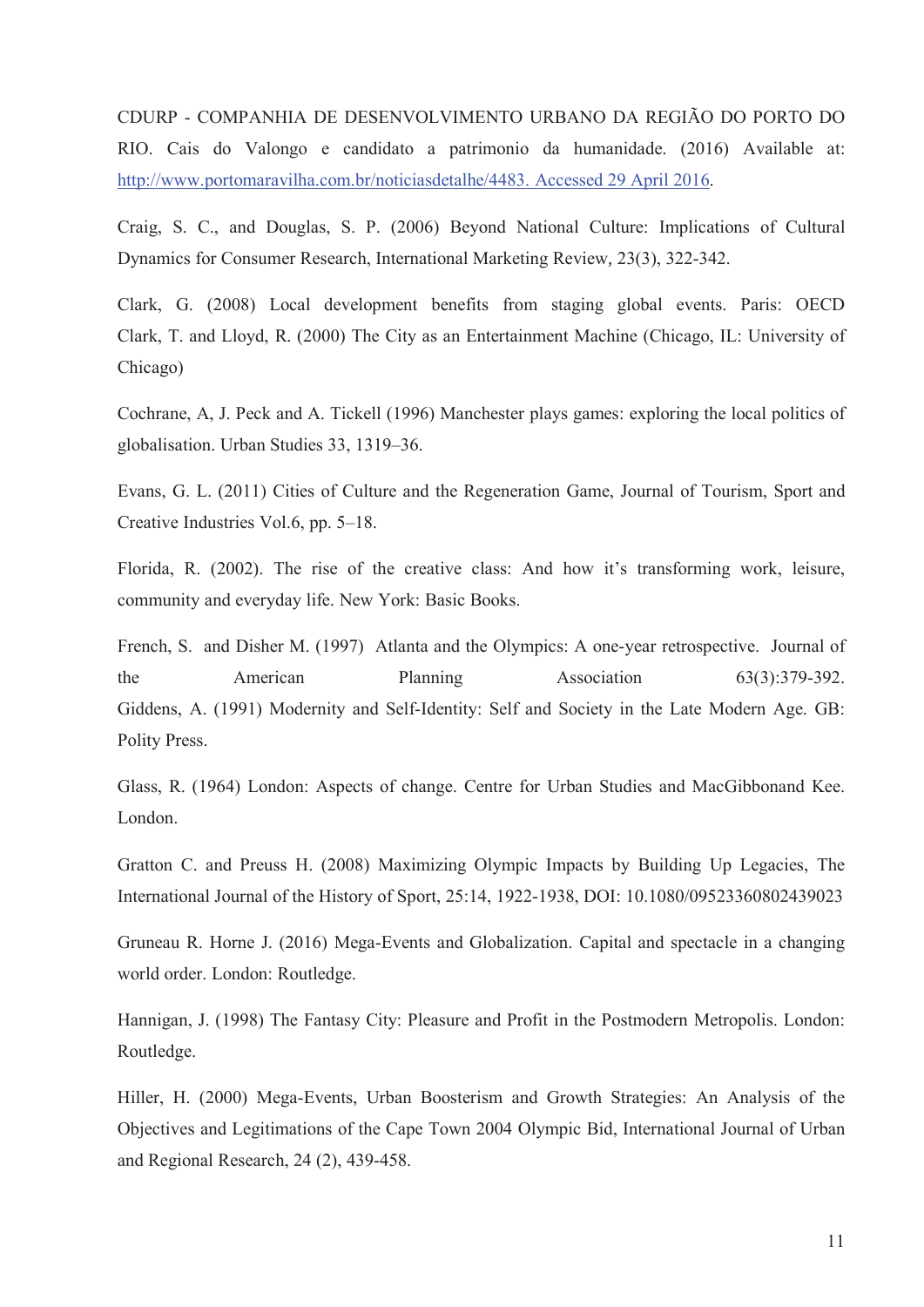CDURP - COMPANHIA DE DESENVOLVIMENTO URBANO DA REGIÃO DO PORTO DO RIO. Cais do Valongo e candidato a patrimonio da humanidade. (2016) Available at: http://www.portomaravilha.com.br/noticiasdetalhe/4483. Accessed 29 April 2016.

Craig, S. C., and Douglas, S. P. (2006) Beyond National Culture: Implications of Cultural Dynamics for Consumer Research, International Marketing Review, 23(3), 322-342.

Clark, G. (2008) Local development benefits from staging global events. Paris: OECD Clark, T. and Lloyd, R. (2000) The City as an Entertainment Machine (Chicago, IL: University of Chicago)

Cochrane, A, J. Peck and A. Tickell (1996) Manchester plays games: exploring the local politics of globalisation. Urban Studies 33, 1319–36.

Evans, G. L. (2011) Cities of Culture and the Regeneration Game, Journal of Tourism, Sport and Creative Industries Vol.6, pp. 5–18.

Florida, R. (2002). The rise of the creative class: And how it's transforming work, leisure, community and everyday life. New York: Basic Books.

French, S. and Disher M. (1997) Atlanta and the Olympics: A one-year retrospective. Journal of the American Planning Association 63(3):379-392. Giddens, A. (1991) Modernity and Self-Identity: Self and Society in the Late Modern Age. GB: Polity Press.

Glass, R. (1964) London: Aspects of change. Centre for Urban Studies and MacGibbonand Kee. London.

Gratton C. and Preuss H. (2008) Maximizing Olympic Impacts by Building Up Legacies, The International Journal of the History of Sport, 25:14, 1922-1938, DOI: 10.1080/09523360802439023

Gruneau R. Horne J. (2016) Mega-Events and Globalization. Capital and spectacle in a changing world order. London: Routledge.

Hannigan, J. (1998) The Fantasy City: Pleasure and Profit in the Postmodern Metropolis. London: Routledge.

Hiller, H. (2000) Mega-Events, Urban Boosterism and Growth Strategies: An Analysis of the Objectives and Legitimations of the Cape Town 2004 Olympic Bid, International Journal of Urban and Regional Research, 24 (2), 439-458.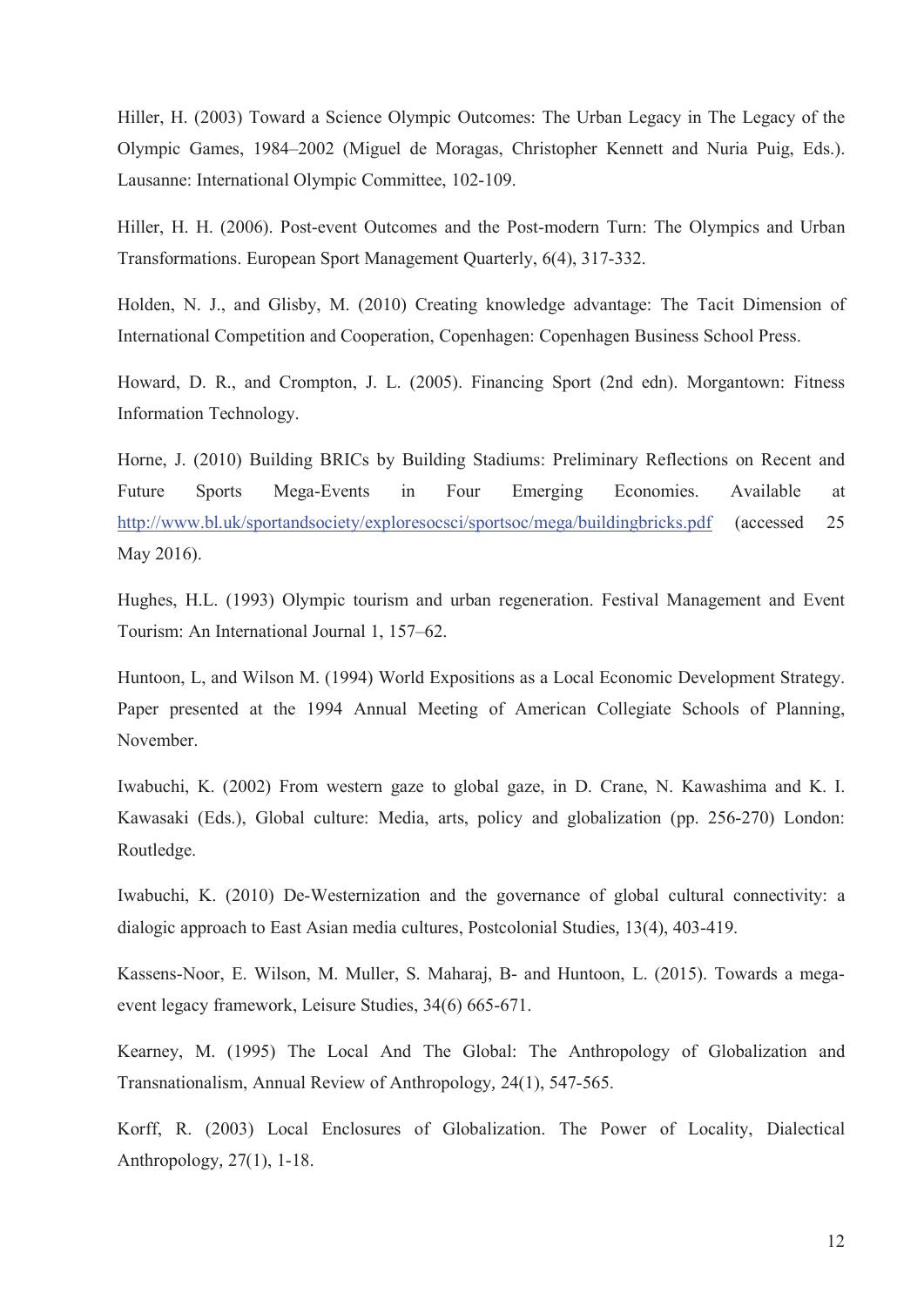Hiller, H. (2003) Toward a Science Olympic Outcomes: The Urban Legacy in The Legacy of the Olympic Games, 1984–2002 (Miguel de Moragas, Christopher Kennett and Nuria Puig, Eds.). Lausanne: International Olympic Committee, 102-109.

Hiller, H. H. (2006). Post-event Outcomes and the Post-modern Turn: The Olympics and Urban Transformations. European Sport Management Quarterly, 6(4), 317-332.

Holden, N. J., and Glisby, M. (2010) Creating knowledge advantage: The Tacit Dimension of International Competition and Cooperation, Copenhagen: Copenhagen Business School Press.

Howard, D. R., and Crompton, J. L. (2005). Financing Sport (2nd edn). Morgantown: Fitness Information Technology.

Horne, J. (2010) Building BRICs by Building Stadiums: Preliminary Reflections on Recent and Future Sports Mega-Events in Four Emerging Economies. Available at http://www.bl.uk/sportandsociety/exploresocsci/sportsoc/mega/buildingbricks.pdf (accessed 25 May 2016).

Hughes, H.L. (1993) Olympic tourism and urban regeneration. Festival Management and Event Tourism: An International Journal 1, 157–62.

Huntoon, L, and Wilson M. (1994) World Expositions as a Local Economic Development Strategy. Paper presented at the 1994 Annual Meeting of American Collegiate Schools of Planning, November.

Iwabuchi, K. (2002) From western gaze to global gaze, in D. Crane, N. Kawashima and K. I. Kawasaki (Eds.), Global culture: Media, arts, policy and globalization (pp. 256-270) London: Routledge.

Iwabuchi, K. (2010) De-Westernization and the governance of global cultural connectivity: a dialogic approach to East Asian media cultures, Postcolonial Studies, 13(4), 403-419.

Kassens-Noor, E. Wilson, M. Muller, S. Maharaj, B- and Huntoon, L. (2015). Towards a mega-event legacy framework, Leisure Studies, 34(6) 665-671.

Kearney, M. (1995) The Local And The Global: The Anthropology of Globalization and Transnationalism, Annual Review of Anthropology, 24(1), 547-565.

Korff, R. (2003) Local Enclosures of Globalization. The Power of Locality, Dialectical Anthropology, 27(1), 1-18.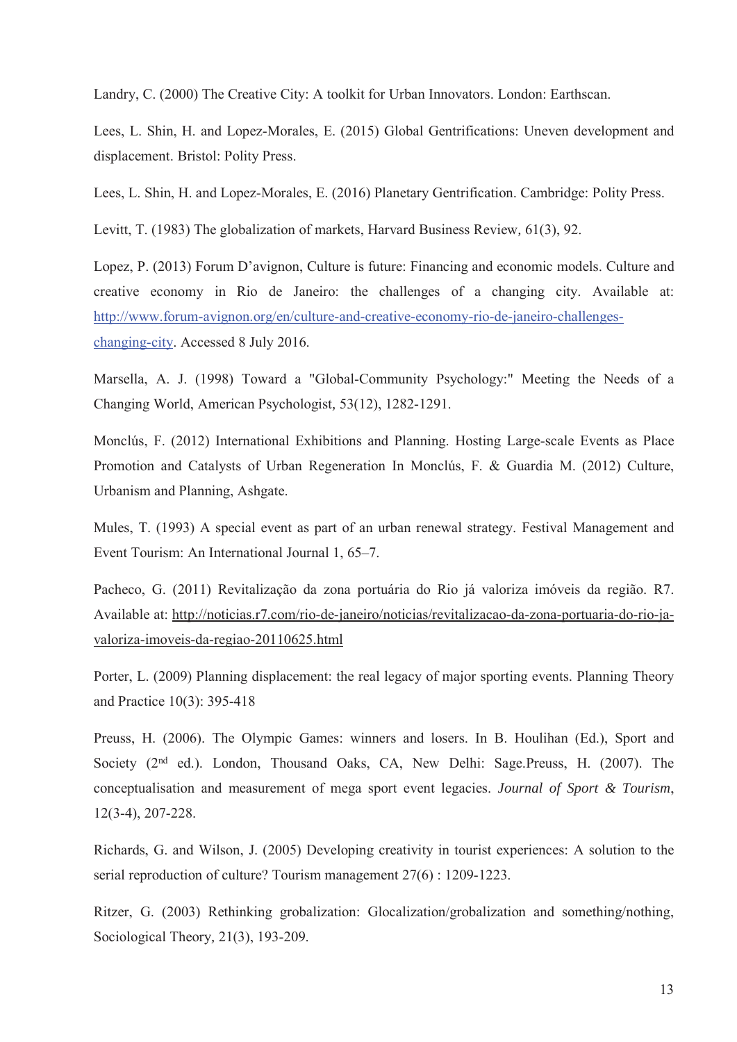Landry, C. (2000) The Creative City: A toolkit for Urban Innovators. London: Earthscan.

Lees, L. Shin, H. and Lopez-Morales, E. (2015) Global Gentrifications: Uneven development and displacement. Bristol: Polity Press.

Lees, L. Shin, H. and Lopez-Morales, E. (2016) Planetary Gentrification. Cambridge: Polity Press.

Levitt, T. (1983) The globalization of markets, Harvard Business Review, 61(3), 92.

Lopez, P. (2013) Forum D'avignon, Culture is future: Financing and economic models. Culture and creative economy in Rio de Janeiro: the challenges of a changing city. Available at: http://www.forum-avignon.org/en/culture-and-creative-economy-rio-de-janeiro-challenges-changing-city. Accessed 8 July 2016.

Marsella, A. J. (1998) Toward a "Global-Community Psychology:" Meeting the Needs of a Changing World, American Psychologist, 53(12), 1282-1291.

Monclús, F. (2012) International Exhibitions and Planning. Hosting Large-scale Events as Place Promotion and Catalysts of Urban Regeneration In Monclús, F. & Guardia M. (2012) Culture, Urbanism and Planning, Ashgate.

Mules, T. (1993) A special event as part of an urban renewal strategy. Festival Management and Event Tourism: An International Journal 1, 65–7.

Pacheco, G. (2011) Revitalização da zona portuária do Rio já valoriza imóveis da região. R7. Available at: http://noticias.r7.com/rio-de-janeiro/noticias/revitalizacao-da-zona-portuaria-do-rio-ja-valoriza-imoveis-da-regiao-20110625.html

Porter, L. (2009) Planning displacement: the real legacy of major sporting events. Planning Theory and Practice 10(3): 395-418

Preuss, H. (2006). The Olympic Games: winners and losers. In B. Houlihan (Ed.), Sport and Society (2nd ed.). London, Thousand Oaks, CA, New Delhi: Sage.Preuss, H. (2007). The conceptualisation and measurement of mega sport event legacies. *Journal of Sport & Tourism*, 12(3-4), 207-228.

Richards, G. and Wilson, J. (2005) Developing creativity in tourist experiences: A solution to the serial reproduction of culture? Tourism management 27(6) : 1209-1223.

Ritzer, G. (2003) Rethinking grobalization: Glocalization/grobalization and something/nothing, Sociological Theory, 21(3), 193-209.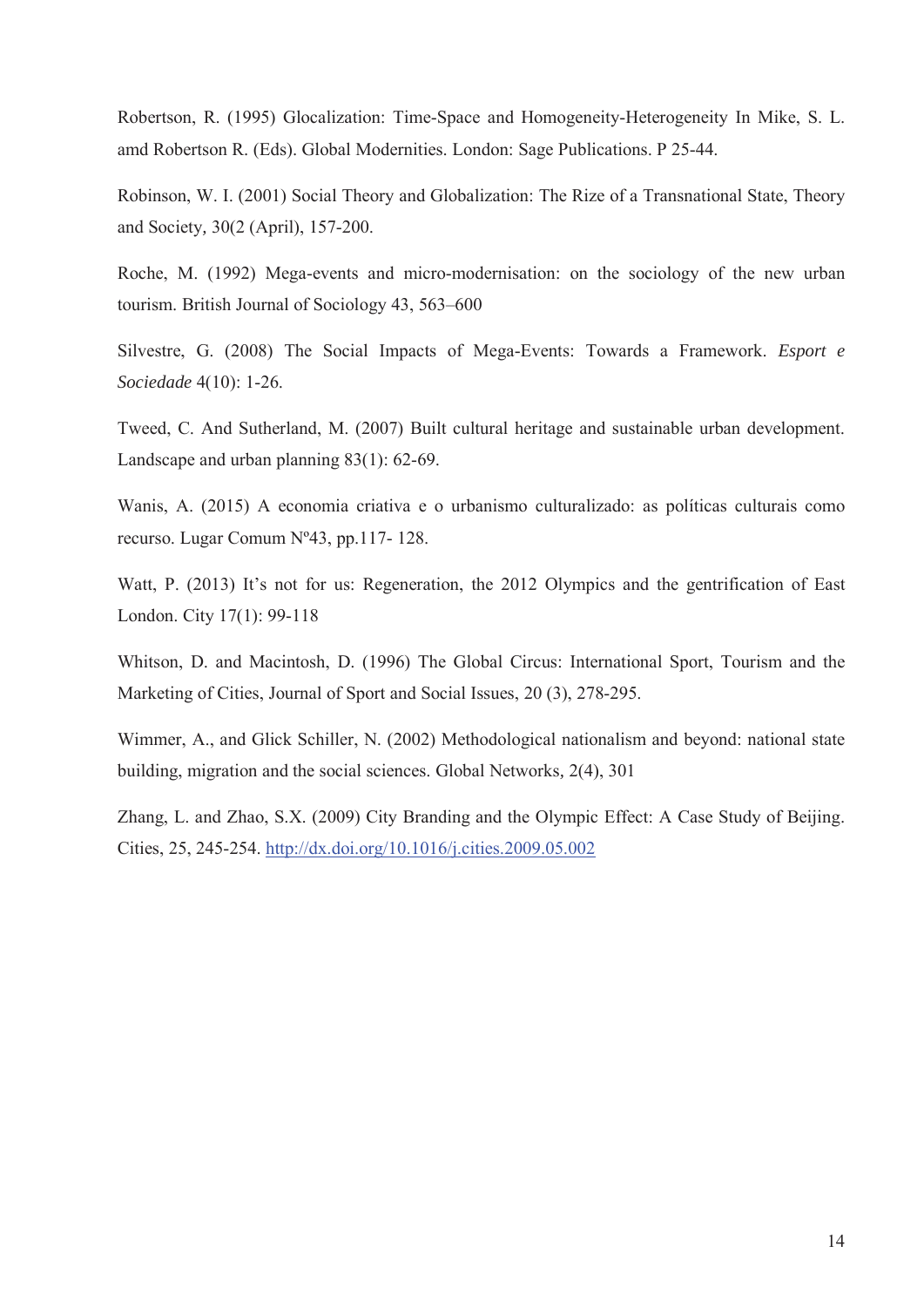Robertson, R. (1995) Glocalization: Time-Space and Homogeneity-Heterogeneity In Mike, S. L. amd Robertson R. (Eds). Global Modernities. London: Sage Publications. P 25-44.

Robinson, W. I. (2001) Social Theory and Globalization: The Rize of a Transnational State, Theory and Society, 30(2 (April), 157-200.

Roche, M. (1992) Mega-events and micro-modernisation: on the sociology of the new urban tourism. British Journal of Sociology 43, 563–600

Silvestre, G. (2008) The Social Impacts of Mega-Events: Towards a Framework. *Esport e Sociedade* 4(10): 1-26.

Tweed, C. And Sutherland, M. (2007) Built cultural heritage and sustainable urban development. Landscape and urban planning 83(1): 62-69.

Wanis, A. (2015) A economia criativa e o urbanismo culturalizado: as políticas culturais como recurso. Lugar Comum Nº43, pp.117- 128.

Watt, P. (2013) It's not for us: Regeneration, the 2012 Olympics and the gentrification of East London. City 17(1): 99-118

Whitson, D. and Macintosh, D. (1996) The Global Circus: International Sport, Tourism and the Marketing of Cities, Journal of Sport and Social Issues, 20 (3), 278-295.

Wimmer, A., and Glick Schiller, N. (2002) Methodological nationalism and beyond: national state building, migration and the social sciences. Global Networks, 2(4), 301

Zhang, L. and Zhao, S.X. (2009) City Branding and the Olympic Effect: A Case Study of Beijing. Cities, 25, 245-254. http://dx.doi.org/10.1016/j.cities.2009.05.002